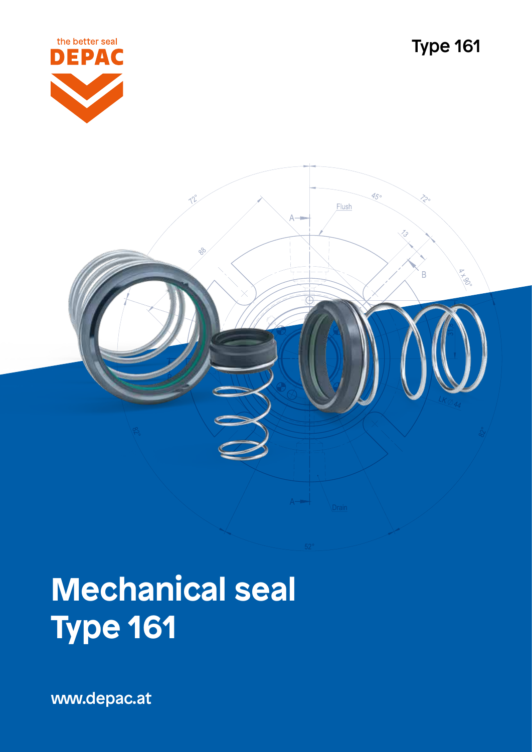the better seal

DEPAC

Type 161

# Mechanical seal Type 161

www.depac.at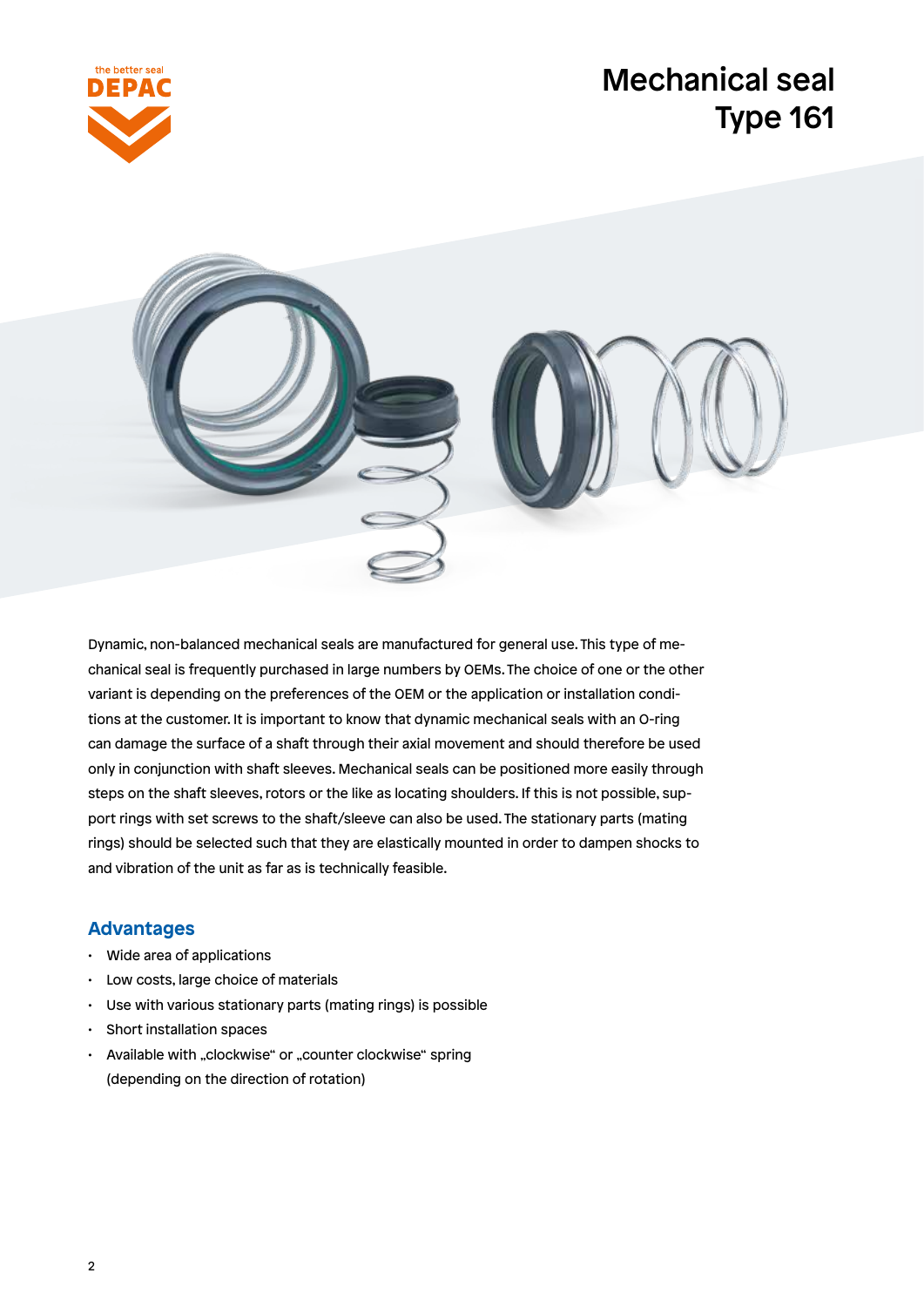# Mechanical seal Type 161

Dynamic, non-balanced mechanical seals are manufactured for general use. This type of mechanical seal is frequently purchased in large numbers by OEMs. The choice of one or the other variant is depending on the preferences of the OEM or the application or installation conditions at the customer. It is important to know that dynamic mechanical seals with an O-ring can damage the surface of a shaft through their axial movement and should therefore be used only in conjunction with shaft sleeves. Mechanical seals can be positioned more easily through steps on the shaft sleeves, rotors or the like as locating shoulders. If this is not possible, support rings with set screws to the shaft/sleeve can also be used. The stationary parts (mating rings) should be selected such that they are elastically mounted in order to dampen shocks to and vibration of the unit as far as is technically feasible.

## Advantages

- Wide area of applications
- Low costs, large choice of materials
- Use with various stationary parts (mating rings) is possible
- Short installation spaces
- Available with „clockwise“ or „counter clockwise“ spring (depending on the direction of rotation)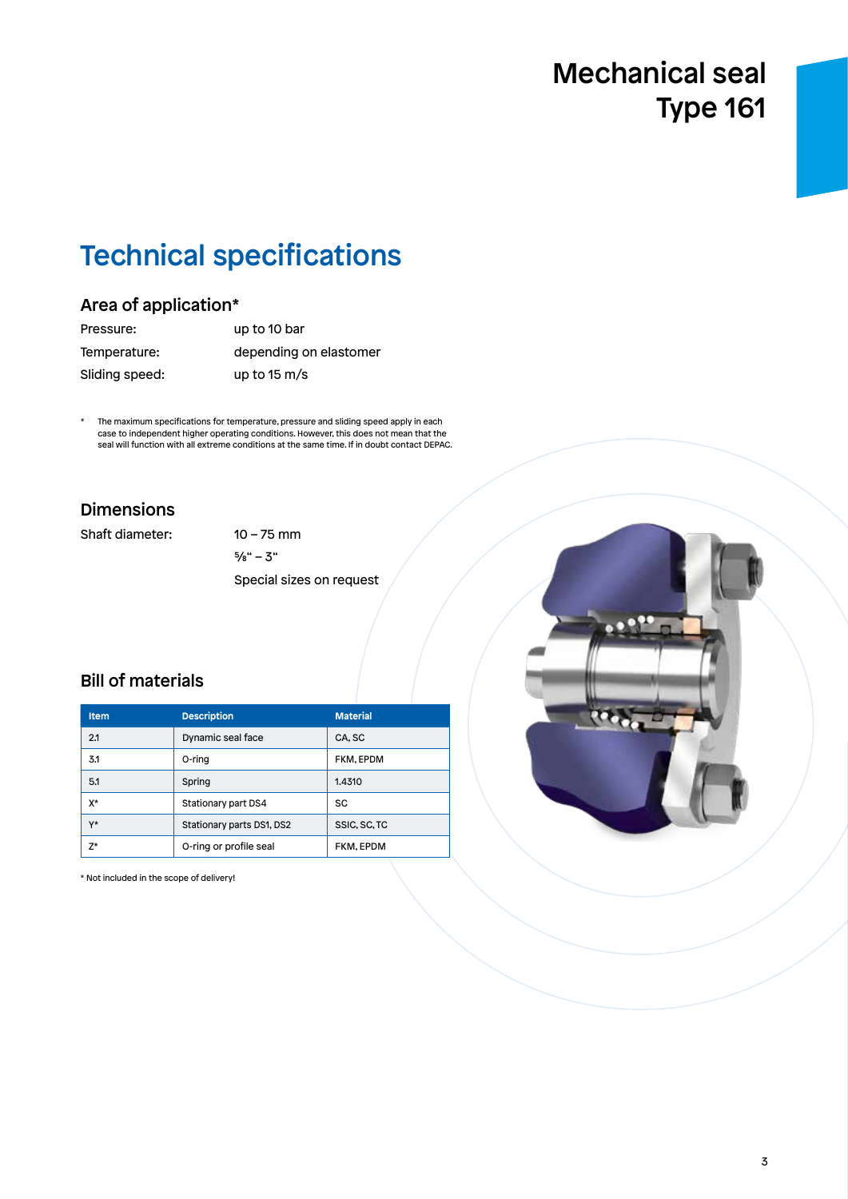# Mechanical seal Type 161

## Technical specifications

### Area of application*

Pressure: up to 10 bar

Temperature: depending on elastomer

Sliding speed: up to 15 m/s

\* The maximum specifications for temperature, pressure and sliding speed apply in each case to independent higher operating conditions. However, this does not mean that the seal will function with all extreme conditions at the same time. If in doubt contact DEPAC.

### Dimensions

Shaft diameter: 10 – 75 mm

⅝" – 3"

Special sizes on request

### Bill of materials

| Item | Description | Material |
|---|---|---|
| 2.1 | Dynamic seal face | CA, SC |
| 3.1 | O-ring | FKM, EPDM |
| 5.1 | Spring | 1.4310 |
| X* | Stationary part DS4 | SC |
| Y* | Stationary parts DS1, DS2 | SSIC, SC, TC |
| Z* | O-ring or profile seal | FKM, EPDM |

\* Not included in the scope of delivery!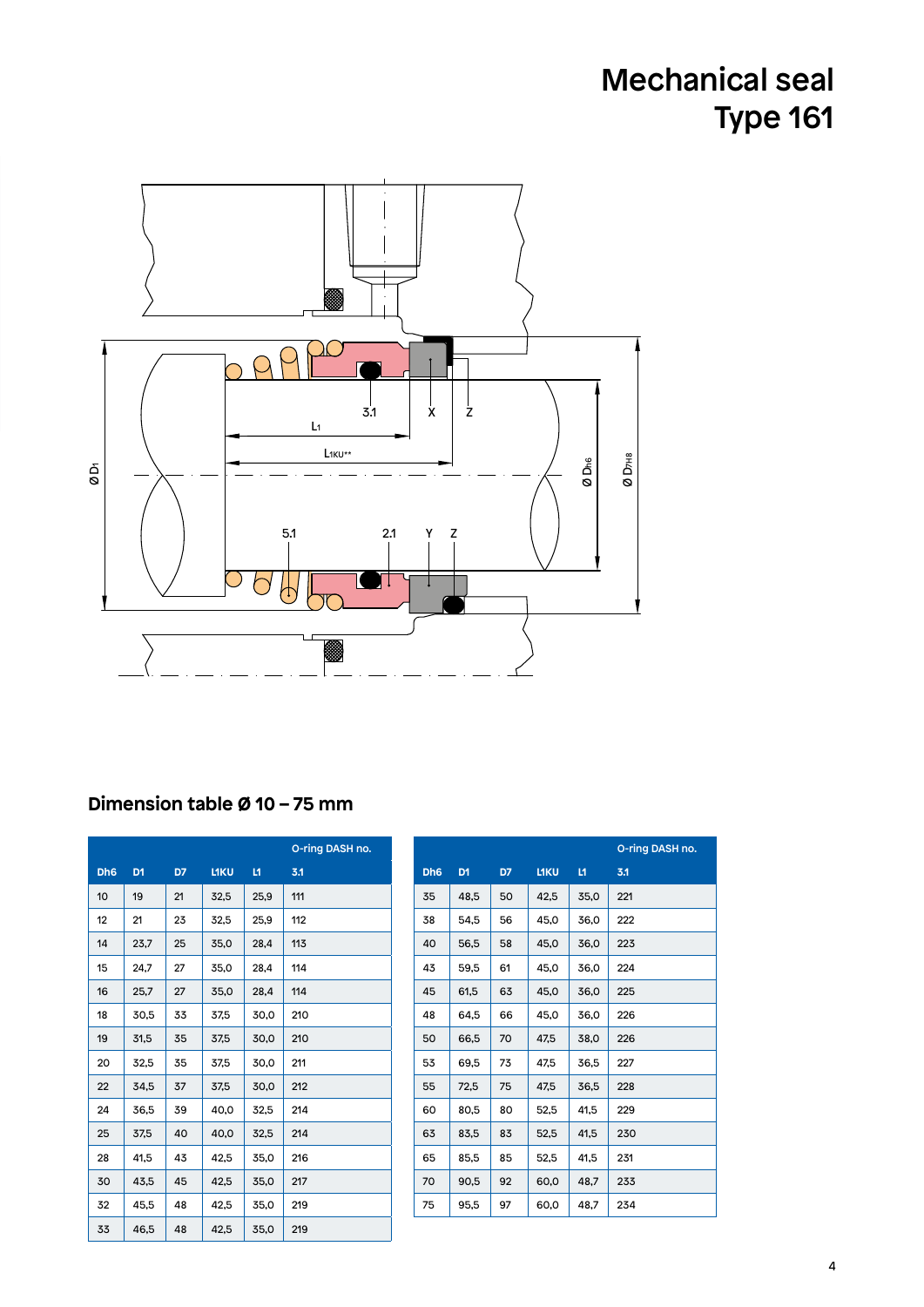# Mechanical seal Type 161

## Dimension table Ø 10 – 75 mm

| Dh6 | D1 | D7 | L1KU | L1 | O-ring DASH no. 3.1 |
|---|---|---|---|---|---|
| 10 | 19 | 21 | 32,5 | 25,9 | 111 |
| 12 | 21 | 23 | 32,5 | 25,9 | 112 |
| 14 | 23,7 | 25 | 35,0 | 28,4 | 113 |
| 15 | 24,7 | 27 | 35,0 | 28,4 | 114 |
| 16 | 25,7 | 27 | 35,0 | 28,4 | 114 |
| 18 | 30,5 | 33 | 37,5 | 30,0 | 210 |
| 19 | 31,5 | 35 | 37,5 | 30,0 | 210 |
| 20 | 32,5 | 35 | 37,5 | 30,0 | 211 |
| 22 | 34,5 | 37 | 37,5 | 30,0 | 212 |
| 24 | 36,5 | 39 | 40,0 | 32,5 | 214 |
| 25 | 37,5 | 40 | 40,0 | 32,5 | 214 |
| 28 | 41,5 | 43 | 42,5 | 35,0 | 216 |
| 30 | 43,5 | 45 | 42,5 | 35,0 | 217 |
| 32 | 45,5 | 48 | 42,5 | 35,0 | 219 |
| 33 | 46,5 | 48 | 42,5 | 35,0 | 219 |

| Dh6 | D1 | D7 | L1KU | L1 | O-ring DASH no. 3.1 |
|---|---|---|---|---|---|
| 35 | 48,5 | 50 | 42,5 | 35,0 | 221 |
| 38 | 54,5 | 56 | 45,0 | 36,0 | 222 |
| 40 | 56,5 | 58 | 45,0 | 36,0 | 223 |
| 43 | 59,5 | 61 | 45,0 | 36,0 | 224 |
| 45 | 61,5 | 63 | 45,0 | 36,0 | 225 |
| 48 | 64,5 | 66 | 45,0 | 36,0 | 226 |
| 50 | 66,5 | 70 | 47,5 | 38,0 | 226 |
| 53 | 69,5 | 73 | 47,5 | 36,5 | 227 |
| 55 | 72,5 | 75 | 47,5 | 36,5 | 228 |
| 60 | 80,5 | 80 | 52,5 | 41,5 | 229 |
| 63 | 83,5 | 83 | 52,5 | 41,5 | 230 |
| 65 | 85,5 | 85 | 52,5 | 41,5 | 231 |
| 70 | 90,5 | 92 | 60,0 | 48,7 | 233 |
| 75 | 95,5 | 97 | 60,0 | 48,7 | 234 |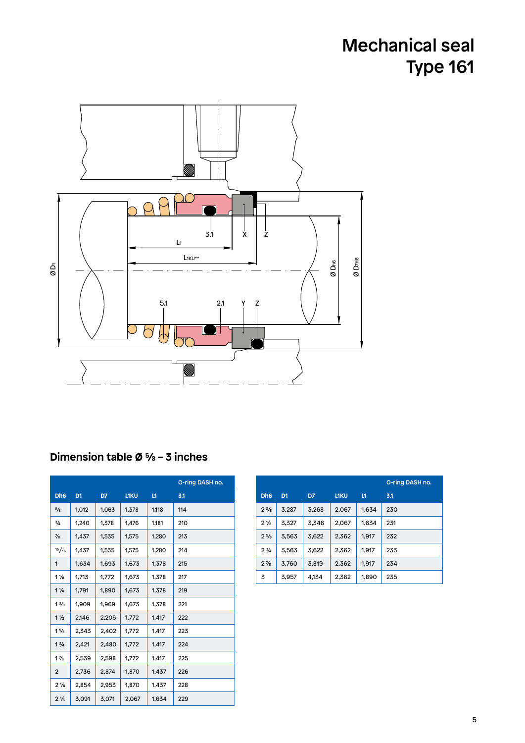# Mechanical seal
# Type 161

## Dimension table Ø ⅝ – 3 inches

| | | | | | O-ring DASH no. |
|---|---|---|---|---|---|
| Dh6 | D1 | D7 | L1KU | L1 | 3.1 |
| ⅝ | 1,012 | 1,063 | 1,378 | 1,118 | 114 |
| ¾ | 1,240 | 1,378 | 1,476 | 1,181 | 210 |
| ⅞ | 1,437 | 1,535 | 1,575 | 1,280 | 213 |
| 15/16 | 1,437 | 1,535 | 1,575 | 1,280 | 214 |
| 1 | 1,634 | 1,693 | 1,673 | 1,378 | 215 |
| 1 ⅛ | 1,713 | 1,772 | 1,673 | 1,378 | 217 |
| 1 ¼ | 1,791 | 1,890 | 1,673 | 1,378 | 219 |
| 1 ⅜ | 1,909 | 1,969 | 1,673 | 1,378 | 221 |
| 1 ½ | 2,146 | 2,205 | 1,772 | 1,417 | 222 |
| 1 ⅝ | 2,343 | 2,402 | 1,772 | 1,417 | 223 |
| 1 ¾ | 2,421 | 2,480 | 1,772 | 1,417 | 224 |
| 1 ⅞ | 2,539 | 2,598 | 1,772 | 1,417 | 225 |
| 2 | 2,736 | 2,874 | 1,870 | 1,437 | 226 |
| 2 ⅛ | 2,854 | 2,953 | 1,870 | 1,437 | 228 |
| 2 ¼ | 3,091 | 3,071 | 2,067 | 1,634 | 229 |

| | | | | | O-ring DASH no. |
|---|---|---|---|---|---|
| Dh6 | D1 | D7 | L1KU | L1 | 3.1 |
| 2 ⅜ | 3,287 | 3,268 | 2,067 | 1,634 | 230 |
| 2 ½ | 3,327 | 3,346 | 2,067 | 1,634 | 231 |
| 2 ⅝ | 3,563 | 3,622 | 2,362 | 1,917 | 232 |
| 2 ¾ | 3,563 | 3,622 | 2,362 | 1,917 | 233 |
| 2 ⅞ | 3,760 | 3,819 | 2,362 | 1,917 | 234 |
| 3 | 3,957 | 4,134 | 2,362 | 1,890 | 235 |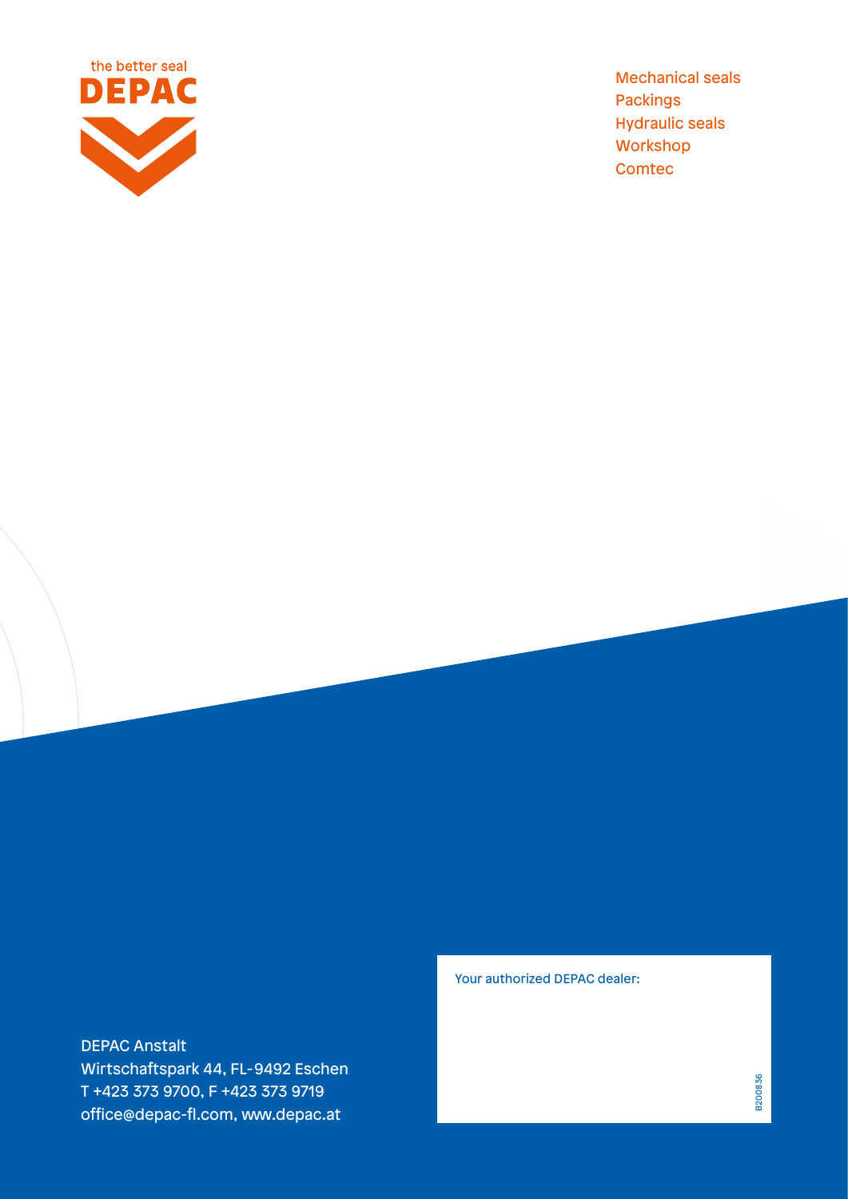the better seal
DEPAC

Mechanical seals
Packings
Hydraulic seals
Workshop
Comtec

DEPAC Anstalt
Wirtschaftspark 44, FL-9492 Eschen
T +423 373 9700, F +423 373 9719
office@depac-fl.com, www.depac.at

Your authorized DEPAC dealer:

B200836